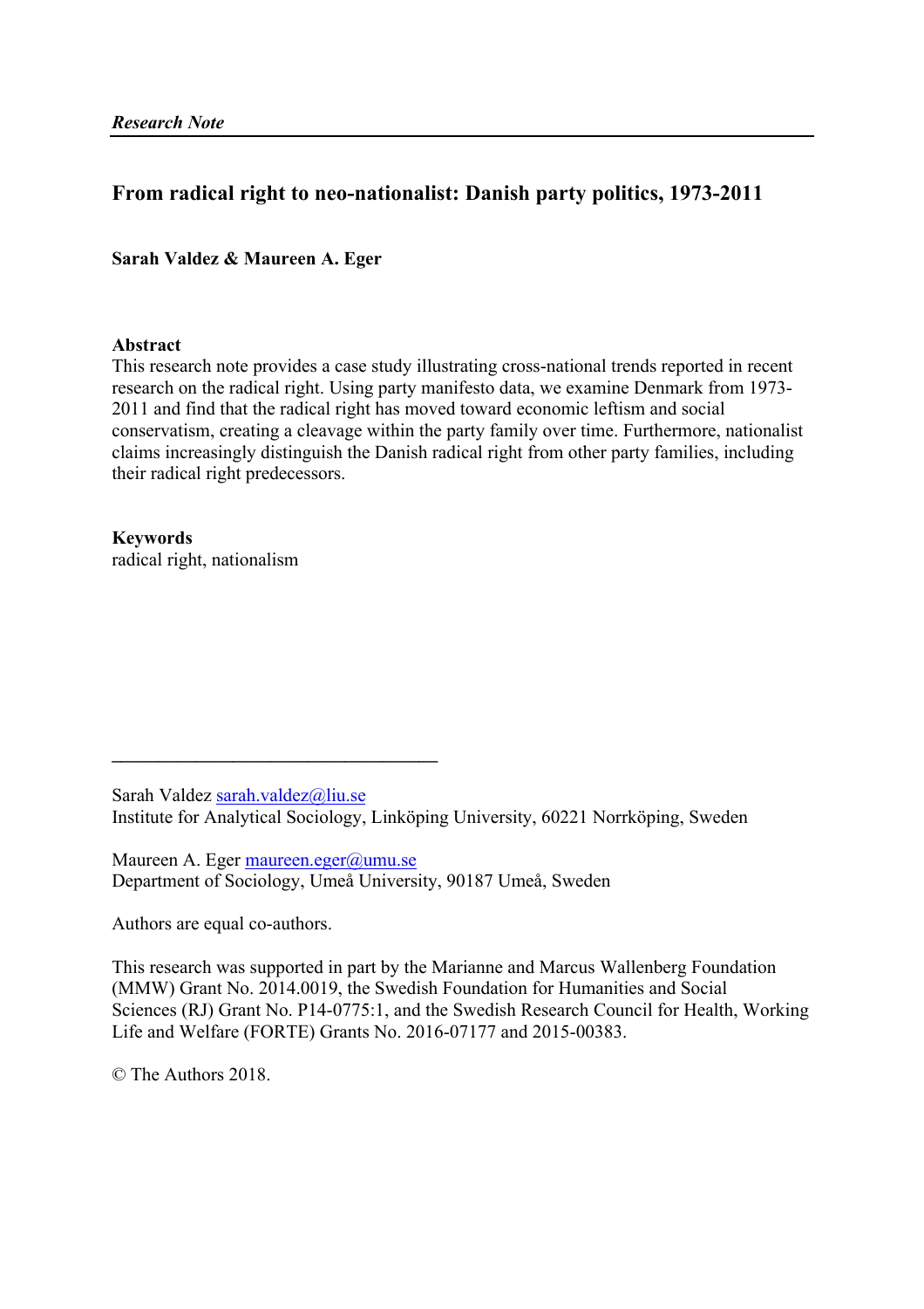*Research Note*

# From radical right to neo-nationalist: Danish party politics, 1973-2011

**Sarah Valdez & Maureen A. Eger**

**Abstract**

This research note provides a case study illustrating cross-national trends reported in recent research on the radical right. Using party manifesto data, we examine Denmark from 1973-2011 and find that the radical right has moved toward economic leftism and social conservatism, creating a cleavage within the party family over time. Furthermore, nationalist claims increasingly distinguish the Danish radical right from other party families, including their radical right predecessors.

**Keywords**

radical right, nationalism

---

Sarah Valdez sarah.valdez@liu.se
Institute for Analytical Sociology, Linköping University, 60221 Norrköping, Sweden

Maureen A. Eger maureen.eger@umu.se
Department of Sociology, Umeå University, 90187 Umeå, Sweden

Authors are equal co-authors.

This research was supported in part by the Marianne and Marcus Wallenberg Foundation (MMW) Grant No. 2014.0019, the Swedish Foundation for Humanities and Social Sciences (RJ) Grant No. P14-0775:1, and the Swedish Research Council for Health, Working Life and Welfare (FORTE) Grants No. 2016-07177 and 2015-00383.

© The Authors 2018.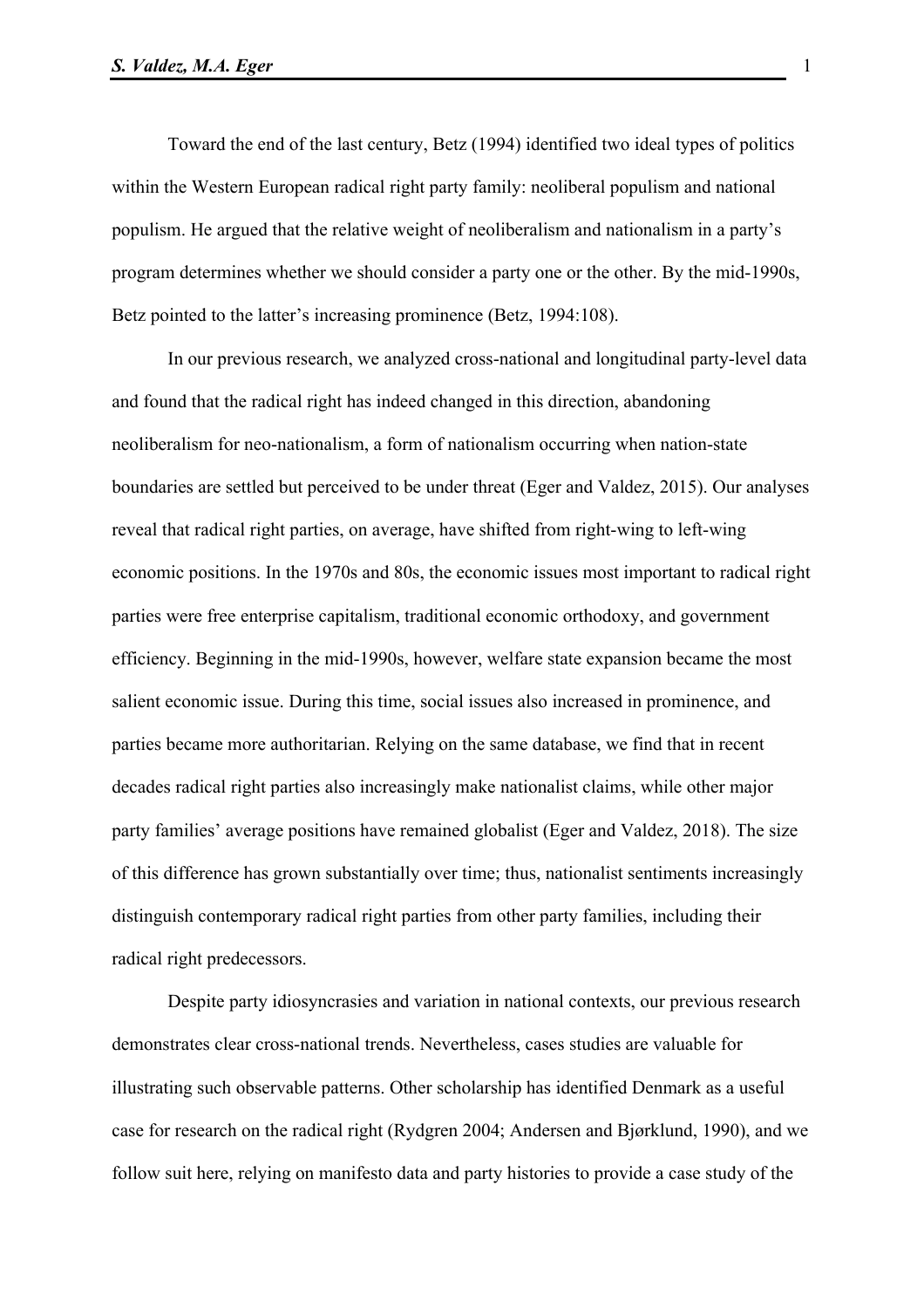Toward the end of the last century, Betz (1994) identified two ideal types of politics within the Western European radical right party family: neoliberal populism and national populism. He argued that the relative weight of neoliberalism and nationalism in a party's program determines whether we should consider a party one or the other. By the mid-1990s, Betz pointed to the latter's increasing prominence (Betz, 1994:108).

In our previous research, we analyzed cross-national and longitudinal party-level data and found that the radical right has indeed changed in this direction, abandoning neoliberalism for neo-nationalism, a form of nationalism occurring when nation-state boundaries are settled but perceived to be under threat (Eger and Valdez, 2015). Our analyses reveal that radical right parties, on average, have shifted from right-wing to left-wing economic positions. In the 1970s and 80s, the economic issues most important to radical right parties were free enterprise capitalism, traditional economic orthodoxy, and government efficiency. Beginning in the mid-1990s, however, welfare state expansion became the most salient economic issue. During this time, social issues also increased in prominence, and parties became more authoritarian. Relying on the same database, we find that in recent decades radical right parties also increasingly make nationalist claims, while other major party families' average positions have remained globalist (Eger and Valdez, 2018). The size of this difference has grown substantially over time; thus, nationalist sentiments increasingly distinguish contemporary radical right parties from other party families, including their radical right predecessors.

Despite party idiosyncrasies and variation in national contexts, our previous research demonstrates clear cross-national trends. Nevertheless, cases studies are valuable for illustrating such observable patterns. Other scholarship has identified Denmark as a useful case for research on the radical right (Rydgren 2004; Andersen and Bjørklund, 1990), and we follow suit here, relying on manifesto data and party histories to provide a case study of the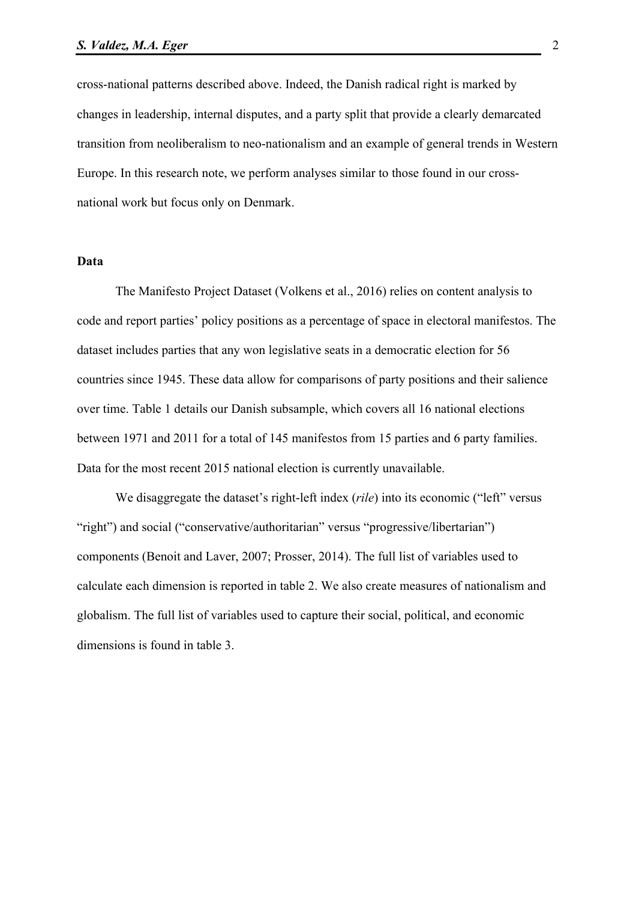cross-national patterns described above. Indeed, the Danish radical right is marked by changes in leadership, internal disputes, and a party split that provide a clearly demarcated transition from neoliberalism to neo-nationalism and an example of general trends in Western Europe. In this research note, we perform analyses similar to those found in our cross-national work but focus only on Denmark.

## Data

The Manifesto Project Dataset (Volkens et al., 2016) relies on content analysis to code and report parties' policy positions as a percentage of space in electoral manifestos. The dataset includes parties that any won legislative seats in a democratic election for 56 countries since 1945. These data allow for comparisons of party positions and their salience over time. Table 1 details our Danish subsample, which covers all 16 national elections between 1971 and 2011 for a total of 145 manifestos from 15 parties and 6 party families. Data for the most recent 2015 national election is currently unavailable.

We disaggregate the dataset's right-left index (*rile*) into its economic ("left" versus "right") and social ("conservative/authoritarian" versus "progressive/libertarian") components (Benoit and Laver, 2007; Prosser, 2014). The full list of variables used to calculate each dimension is reported in table 2. We also create measures of nationalism and globalism. The full list of variables used to capture their social, political, and economic dimensions is found in table 3.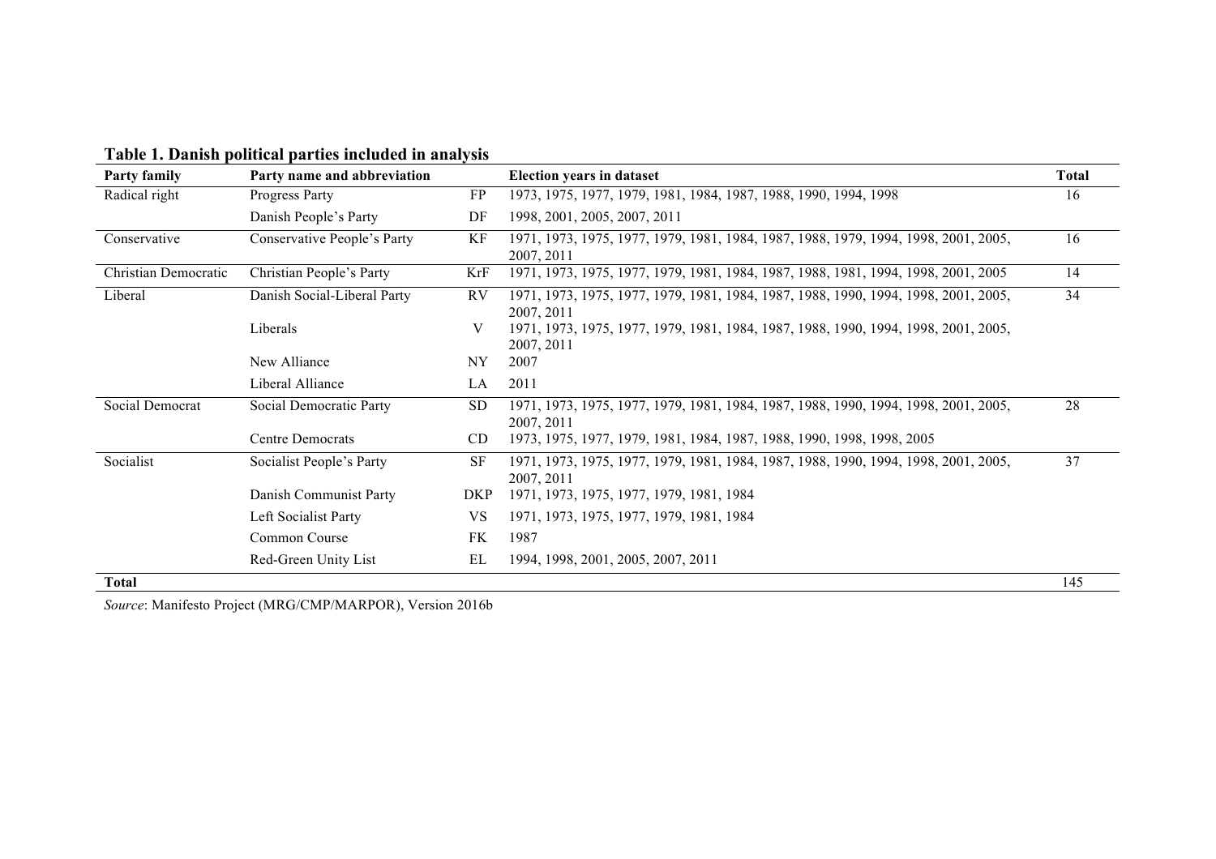**Table 1. Danish political parties included in analysis**

| Party family | Party name and abbreviation | | Election years in dataset | Total |
|---|---|---|---|---|
| Radical right | Progress Party | FP | 1973, 1975, 1977, 1979, 1981, 1984, 1987, 1988, 1990, 1994, 1998 | 16 |
| | Danish People's Party | DF | 1998, 2001, 2005, 2007, 2011 | |
| Conservative | Conservative People's Party | KF | 1971, 1973, 1975, 1977, 1979, 1981, 1984, 1987, 1988, 1979, 1994, 1998, 2001, 2005, 2007, 2011 | 16 |
| Christian Democratic | Christian People's Party | KrF | 1971, 1973, 1975, 1977, 1979, 1981, 1984, 1987, 1988, 1981, 1994, 1998, 2001, 2005 | 14 |
| Liberal | Danish Social-Liberal Party | RV | 1971, 1973, 1975, 1977, 1979, 1981, 1984, 1987, 1988, 1990, 1994, 1998, 2001, 2005, 2007, 2011 | 34 |
| | Liberals | V | 1971, 1973, 1975, 1977, 1979, 1981, 1984, 1987, 1988, 1990, 1994, 1998, 2001, 2005, 2007, 2011 | |
| | New Alliance | NY | 2007 | |
| | Liberal Alliance | LA | 2011 | |
| Social Democrat | Social Democratic Party | SD | 1971, 1973, 1975, 1977, 1979, 1981, 1984, 1987, 1988, 1990, 1994, 1998, 2001, 2005, 2007, 2011 | 28 |
| | Centre Democrats | CD | 1973, 1975, 1977, 1979, 1981, 1984, 1987, 1988, 1990, 1998, 1998, 2005 | |
| Socialist | Socialist People's Party | SF | 1971, 1973, 1975, 1977, 1979, 1981, 1984, 1987, 1988, 1990, 1994, 1998, 2001, 2005, 2007, 2011 | 37 |
| | Danish Communist Party | DKP | 1971, 1973, 1975, 1977, 1979, 1981, 1984 | |
| | Left Socialist Party | VS | 1971, 1973, 1975, 1977, 1979, 1981, 1984 | |
| | Common Course | FK | 1987 | |
| | Red-Green Unity List | EL | 1994, 1998, 2001, 2005, 2007, 2011 | |
| **Total** | | | | 145 |

*Source*: Manifesto Project (MRG/CMP/MARPOR), Version 2016b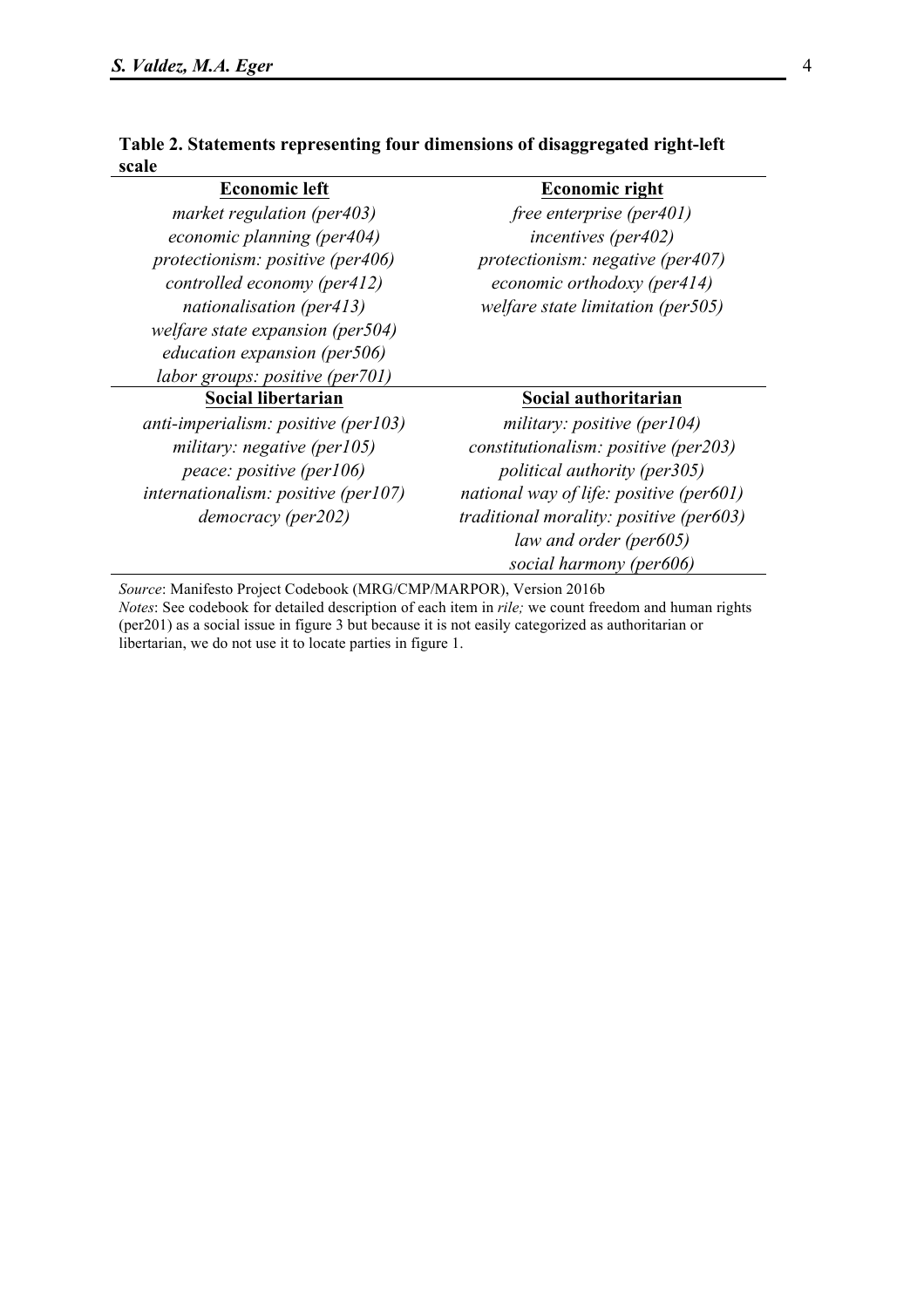**Table 2. Statements representing four dimensions of disaggregated right-left scale**

| **Economic left** | **Economic right** |
|---|---|
| *market regulation (per403)* | *free enterprise (per401)* |
| *economic planning (per404)* | *incentives (per402)* |
| *protectionism: positive (per406)* | *protectionism: negative (per407)* |
| *controlled economy (per412)* | *economic orthodoxy (per414)* |
| *nationalisation (per413)* | *welfare state limitation (per505)* |
| *welfare state expansion (per504)* | |
| *education expansion (per506)* | |
| *labor groups: positive (per701)* | |
| **Social libertarian** | **Social authoritarian** |
| *anti-imperialism: positive (per103)* | *military: positive (per104)* |
| *military: negative (per105)* | *constitutionalism: positive (per203)* |
| *peace: positive (per106)* | *political authority (per305)* |
| *internationalism: positive (per107)* | *national way of life: positive (per601)* |
| *democracy (per202)* | *traditional morality: positive (per603)* |
| | *law and order (per605)* |
| | *social harmony (per606)* |

*Source*: Manifesto Project Codebook (MRG/CMP/MARPOR), Version 2016b
*Notes*: See codebook for detailed description of each item in *rile;* we count freedom and human rights (per201) as a social issue in figure 3 but because it is not easily categorized as authoritarian or libertarian, we do not use it to locate parties in figure 1.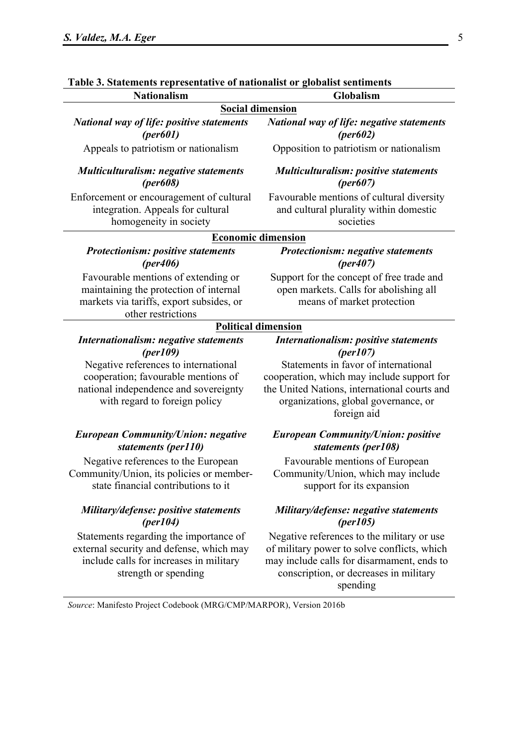**Table 3. Statements representative of nationalist or globalist sentiments**

| Nationalism | Globalism |
|---|---|
| **Social dimension** | |
| ***National way of life: positive statements (per601)*** | ***National way of life: negative statements (per602)*** |
| Appeals to patriotism or nationalism | Opposition to patriotism or nationalism |
| ***Multiculturalism: negative statements (per608)*** | ***Multiculturalism: positive statements (per607)*** |
| Enforcement or encouragement of cultural integration. Appeals for cultural homogeneity in society | Favourable mentions of cultural diversity and cultural plurality within domestic societies |
| **Economic dimension** | |
| ***Protectionism: positive statements (per406)*** | ***Protectionism: negative statements (per407)*** |
| Favourable mentions of extending or maintaining the protection of internal markets via tariffs, export subsides, or other restrictions | Support for the concept of free trade and open markets. Calls for abolishing all means of market protection |
| **Political dimension** | |
| ***Internationalism: negative statements (per109)*** | ***Internationalism: positive statements (per107)*** |
| Negative references to international cooperation; favourable mentions of national independence and sovereignty with regard to foreign policy | Statements in favor of international cooperation, which may include support for the United Nations, international courts and organizations, global governance, or foreign aid |
| ***European Community/Union: negative statements (per110)*** | ***European Community/Union: positive statements (per108)*** |
| Negative references to the European Community/Union, its policies or member-state financial contributions to it | Favourable mentions of European Community/Union, which may include support for its expansion |
| ***Military/defense: positive statements (per104)*** | ***Military/defense: negative statements (per105)*** |
| Statements regarding the importance of external security and defense, which may include calls for increases in military strength or spending | Negative references to the military or use of military power to solve conflicts, which may include calls for disarmament, ends to conscription, or decreases in military spending |

*Source*: Manifesto Project Codebook (MRG/CMP/MARPOR), Version 2016b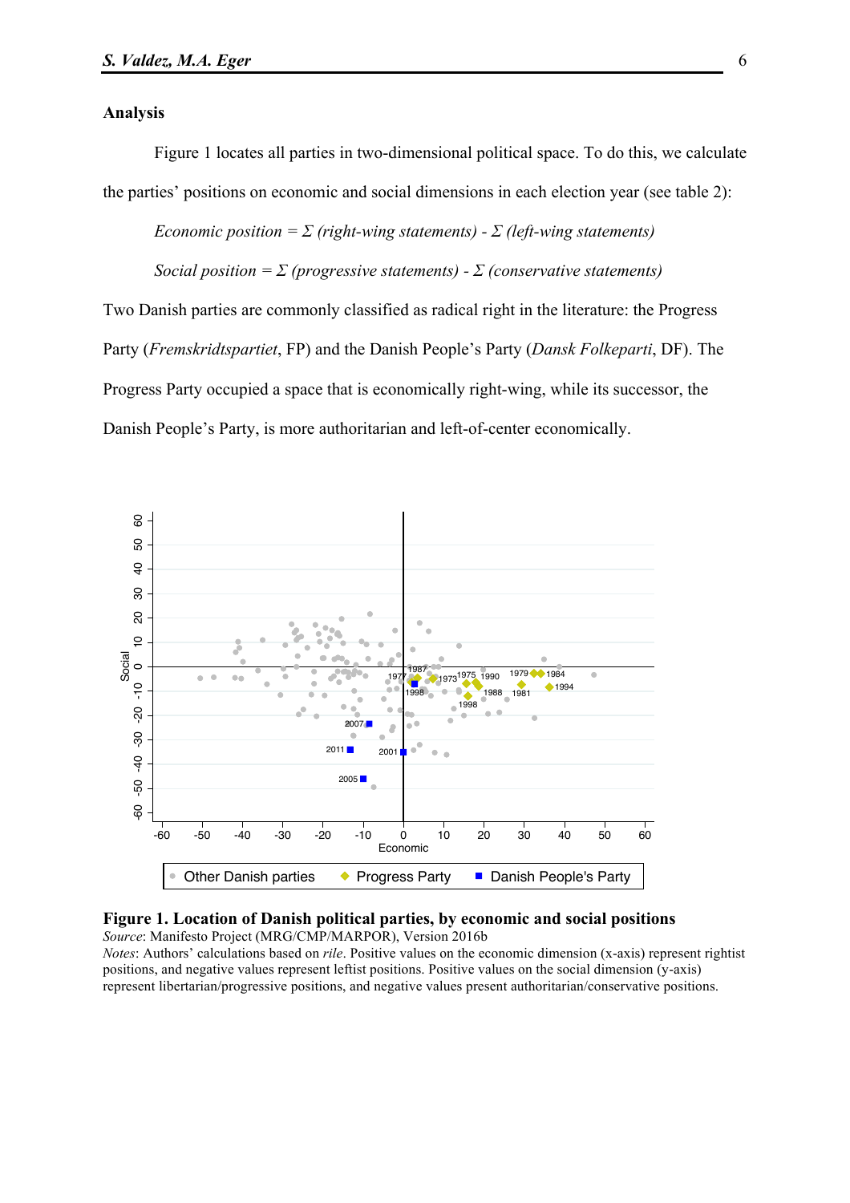## Analysis

Figure 1 locates all parties in two-dimensional political space. To do this, we calculate the parties' positions on economic and social dimensions in each election year (see table 2):

*Economic position = Σ (right-wing statements) - Σ (left-wing statements)*

*Social position = Σ (progressive statements) - Σ (conservative statements)*

Two Danish parties are commonly classified as radical right in the literature: the Progress Party (*Fremskridtspartiet*, FP) and the Danish People's Party (*Dansk Folkeparti*, DF). The Progress Party occupied a space that is economically right-wing, while its successor, the Danish People's Party, is more authoritarian and left-of-center economically.

**Figure 1. Location of Danish political parties, by economic and social positions**
*Source*: Manifesto Project (MRG/CMP/MARPOR), Version 2016b
*Notes*: Authors' calculations based on *rile*. Positive values on the economic dimension (x-axis) represent rightist positions, and negative values represent leftist positions. Positive values on the social dimension (y-axis) represent libertarian/progressive positions, and negative values present authoritarian/conservative positions.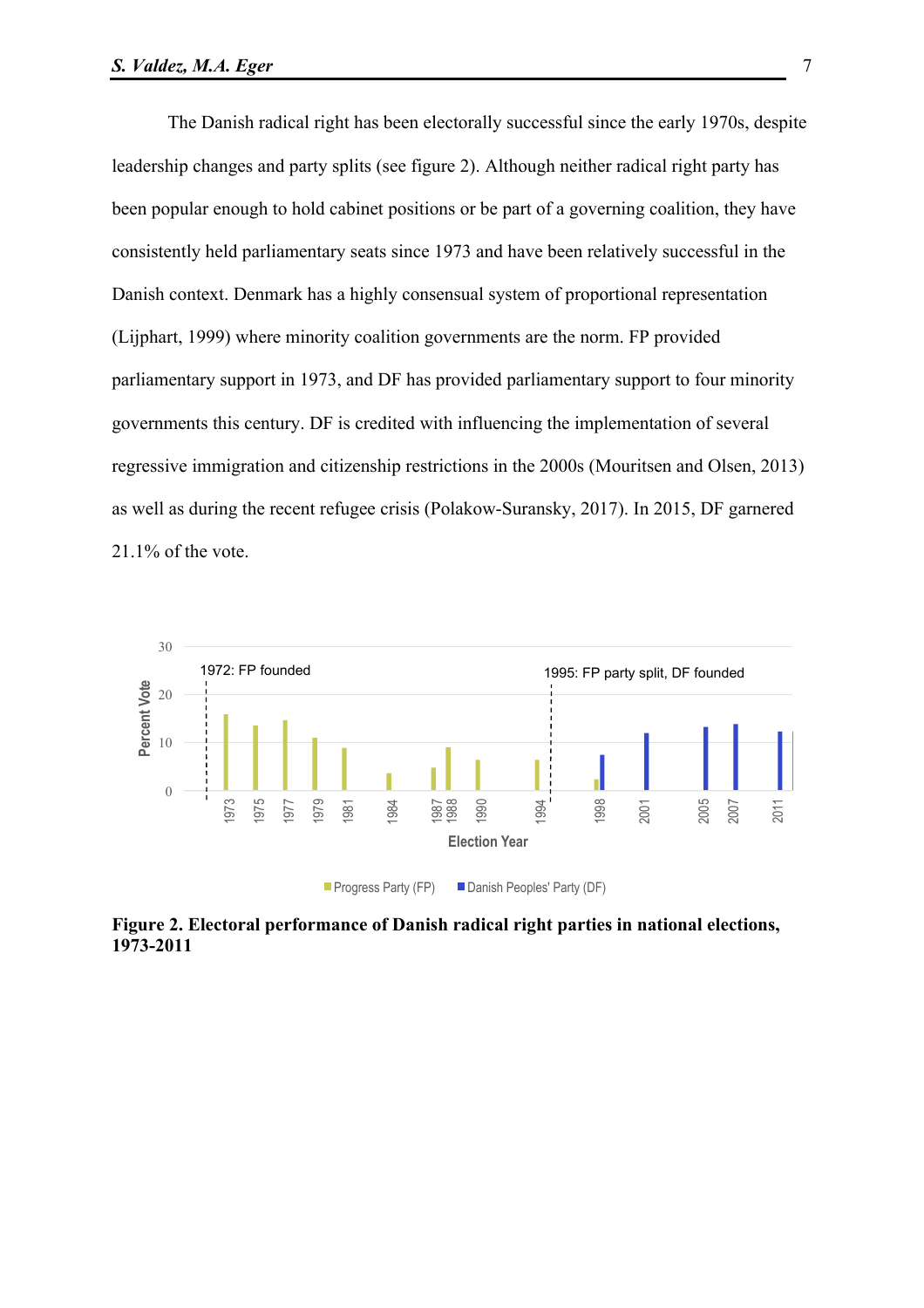The Danish radical right has been electorally successful since the early 1970s, despite leadership changes and party splits (see figure 2). Although neither radical right party has been popular enough to hold cabinet positions or be part of a governing coalition, they have consistently held parliamentary seats since 1973 and have been relatively successful in the Danish context. Denmark has a highly consensual system of proportional representation (Lijphart, 1999) where minority coalition governments are the norm. FP provided parliamentary support in 1973, and DF has provided parliamentary support to four minority governments this century. DF is credited with influencing the implementation of several regressive immigration and citizenship restrictions in the 2000s (Mouritsen and Olsen, 2013) as well as during the recent refugee crisis (Polakow-Suransky, 2017). In 2015, DF garnered 21.1% of the vote.

**Figure 2. Electoral performance of Danish radical right parties in national elections, 1973-2011**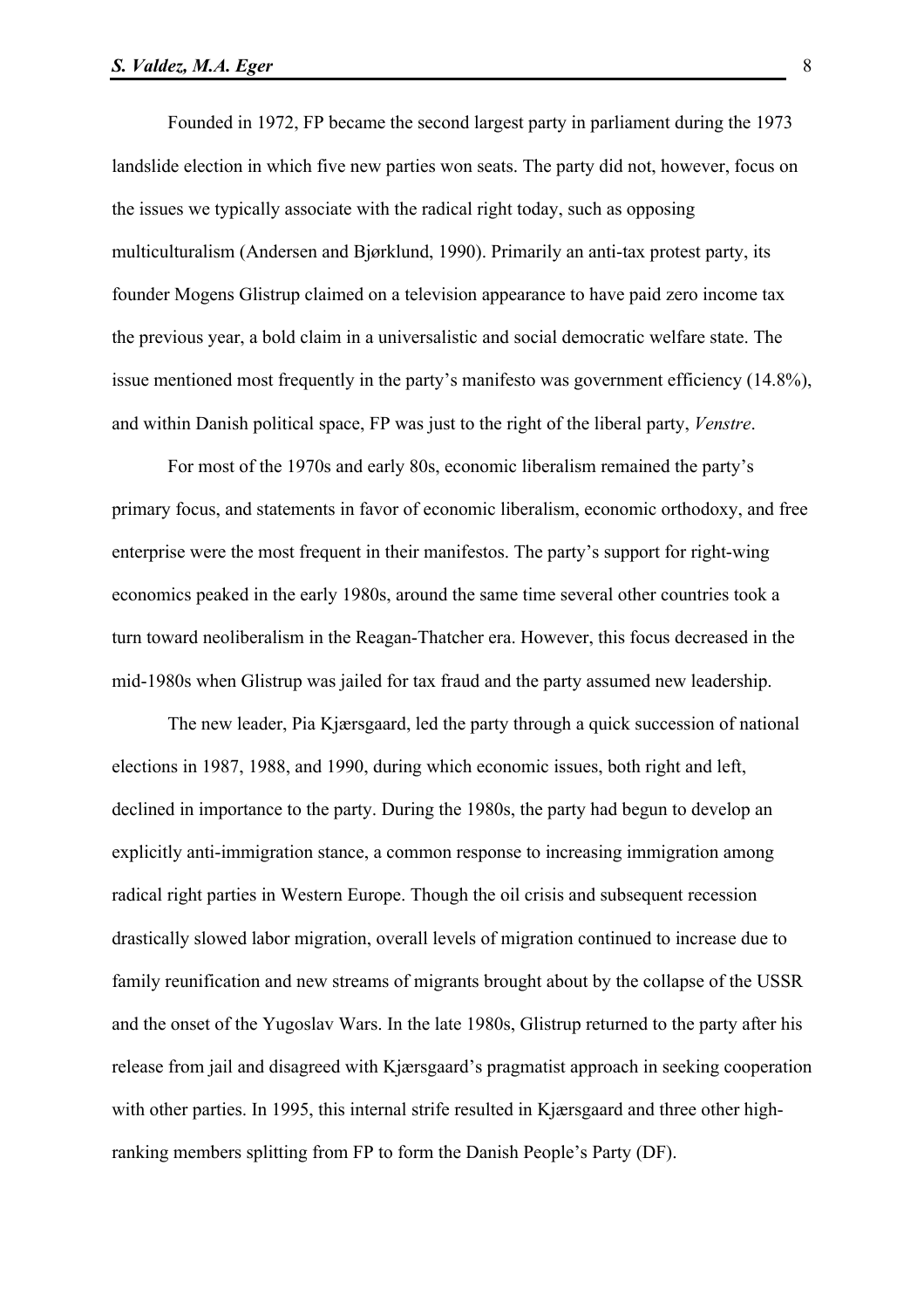Founded in 1972, FP became the second largest party in parliament during the 1973 landslide election in which five new parties won seats. The party did not, however, focus on the issues we typically associate with the radical right today, such as opposing multiculturalism (Andersen and Bjørklund, 1990). Primarily an anti-tax protest party, its founder Mogens Glistrup claimed on a television appearance to have paid zero income tax the previous year, a bold claim in a universalistic and social democratic welfare state. The issue mentioned most frequently in the party's manifesto was government efficiency (14.8%), and within Danish political space, FP was just to the right of the liberal party, *Venstre*.

For most of the 1970s and early 80s, economic liberalism remained the party's primary focus, and statements in favor of economic liberalism, economic orthodoxy, and free enterprise were the most frequent in their manifestos. The party's support for right-wing economics peaked in the early 1980s, around the same time several other countries took a turn toward neoliberalism in the Reagan-Thatcher era. However, this focus decreased in the mid-1980s when Glistrup was jailed for tax fraud and the party assumed new leadership.

The new leader, Pia Kjærsgaard, led the party through a quick succession of national elections in 1987, 1988, and 1990, during which economic issues, both right and left, declined in importance to the party. During the 1980s, the party had begun to develop an explicitly anti-immigration stance, a common response to increasing immigration among radical right parties in Western Europe. Though the oil crisis and subsequent recession drastically slowed labor migration, overall levels of migration continued to increase due to family reunification and new streams of migrants brought about by the collapse of the USSR and the onset of the Yugoslav Wars. In the late 1980s, Glistrup returned to the party after his release from jail and disagreed with Kjærsgaard's pragmatist approach in seeking cooperation with other parties. In 1995, this internal strife resulted in Kjærsgaard and three other high-ranking members splitting from FP to form the Danish People's Party (DF).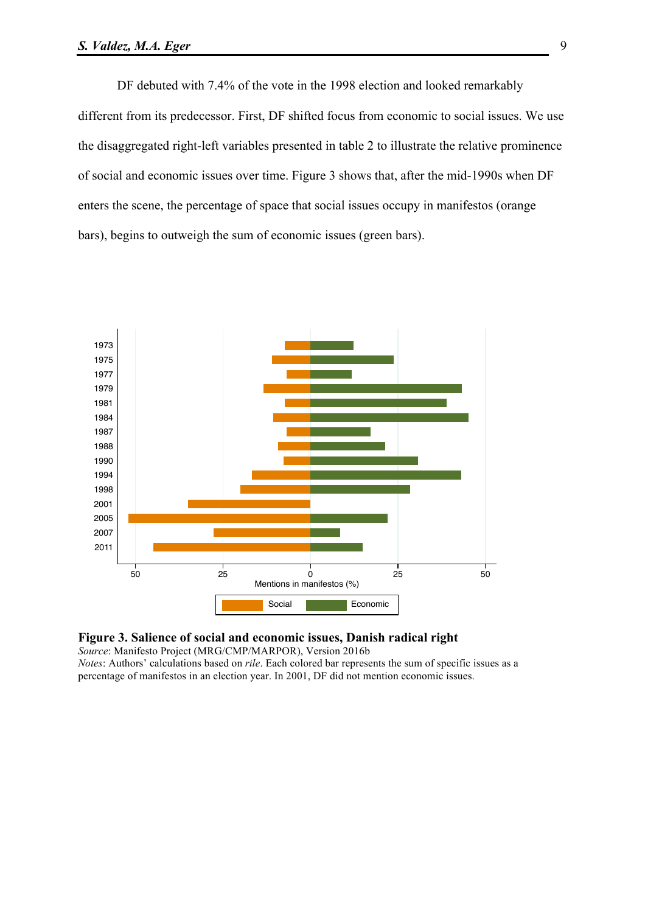DF debuted with 7.4% of the vote in the 1998 election and looked remarkably different from its predecessor. First, DF shifted focus from economic to social issues. We use the disaggregated right-left variables presented in table 2 to illustrate the relative prominence of social and economic issues over time. Figure 3 shows that, after the mid-1990s when DF enters the scene, the percentage of space that social issues occupy in manifestos (orange bars), begins to outweigh the sum of economic issues (green bars).

**Figure 3. Salience of social and economic issues, Danish radical right**

*Source*: Manifesto Project (MRG/CMP/MARPOR), Version 2016b

*Notes*: Authors' calculations based on *rile*. Each colored bar represents the sum of specific issues as a percentage of manifestos in an election year. In 2001, DF did not mention economic issues.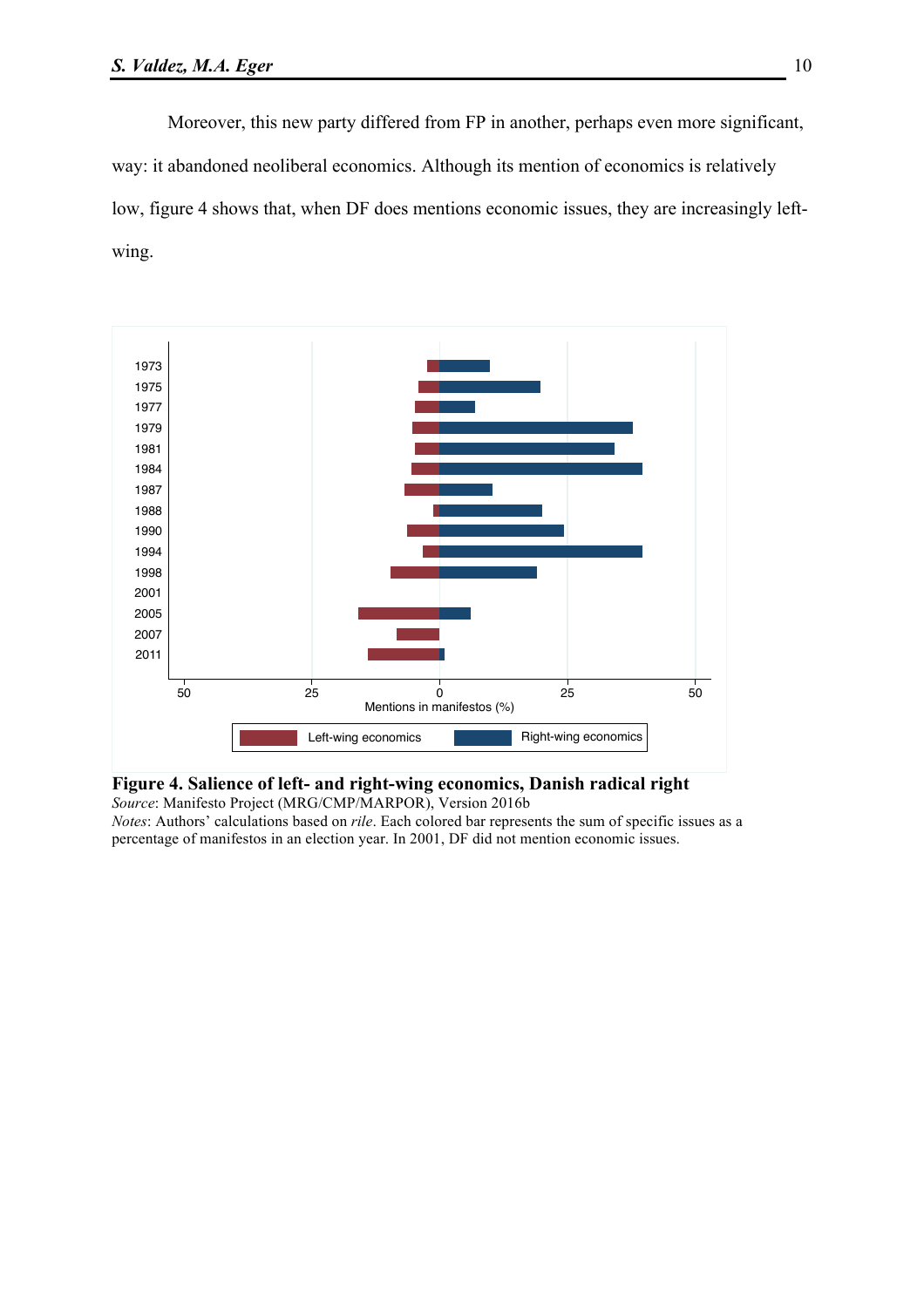Moreover, this new party differed from FP in another, perhaps even more significant, way: it abandoned neoliberal economics. Although its mention of economics is relatively low, figure 4 shows that, when DF does mentions economic issues, they are increasingly left-wing.

**Figure 4. Salience of left- and right-wing economics, Danish radical right**

*Source*: Manifesto Project (MRG/CMP/MARPOR), Version 2016b

*Notes*: Authors' calculations based on *rile*. Each colored bar represents the sum of specific issues as a percentage of manifestos in an election year. In 2001, DF did not mention economic issues.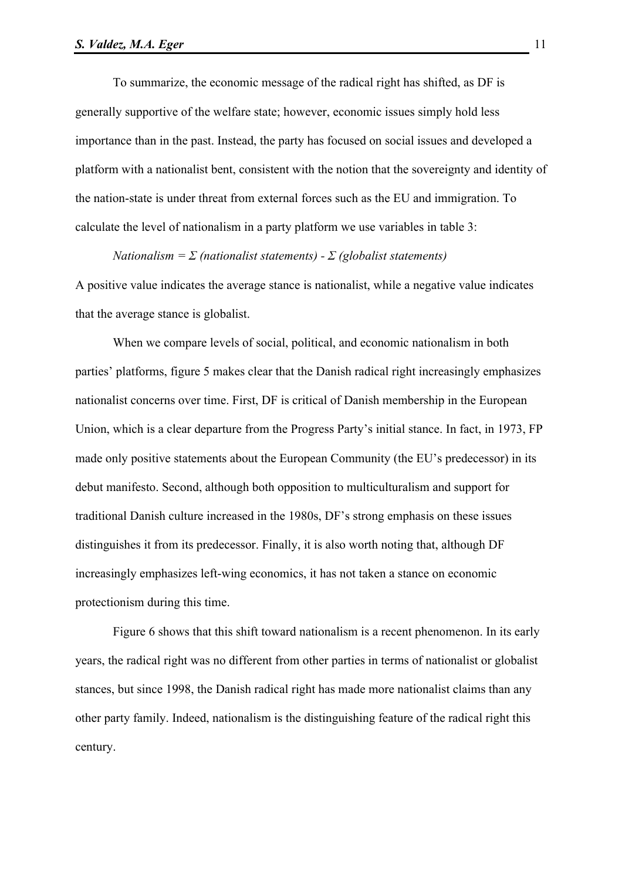To summarize, the economic message of the radical right has shifted, as DF is generally supportive of the welfare state; however, economic issues simply hold less importance than in the past. Instead, the party has focused on social issues and developed a platform with a nationalist bent, consistent with the notion that the sovereignty and identity of the nation-state is under threat from external forces such as the EU and immigration. To calculate the level of nationalism in a party platform we use variables in table 3:

*Nationalism = Σ (nationalist statements) - Σ (globalist statements)*

A positive value indicates the average stance is nationalist, while a negative value indicates that the average stance is globalist.

When we compare levels of social, political, and economic nationalism in both parties' platforms, figure 5 makes clear that the Danish radical right increasingly emphasizes nationalist concerns over time. First, DF is critical of Danish membership in the European Union, which is a clear departure from the Progress Party's initial stance. In fact, in 1973, FP made only positive statements about the European Community (the EU's predecessor) in its debut manifesto. Second, although both opposition to multiculturalism and support for traditional Danish culture increased in the 1980s, DF's strong emphasis on these issues distinguishes it from its predecessor. Finally, it is also worth noting that, although DF increasingly emphasizes left-wing economics, it has not taken a stance on economic protectionism during this time.

Figure 6 shows that this shift toward nationalism is a recent phenomenon. In its early years, the radical right was no different from other parties in terms of nationalist or globalist stances, but since 1998, the Danish radical right has made more nationalist claims than any other party family. Indeed, nationalism is the distinguishing feature of the radical right this century.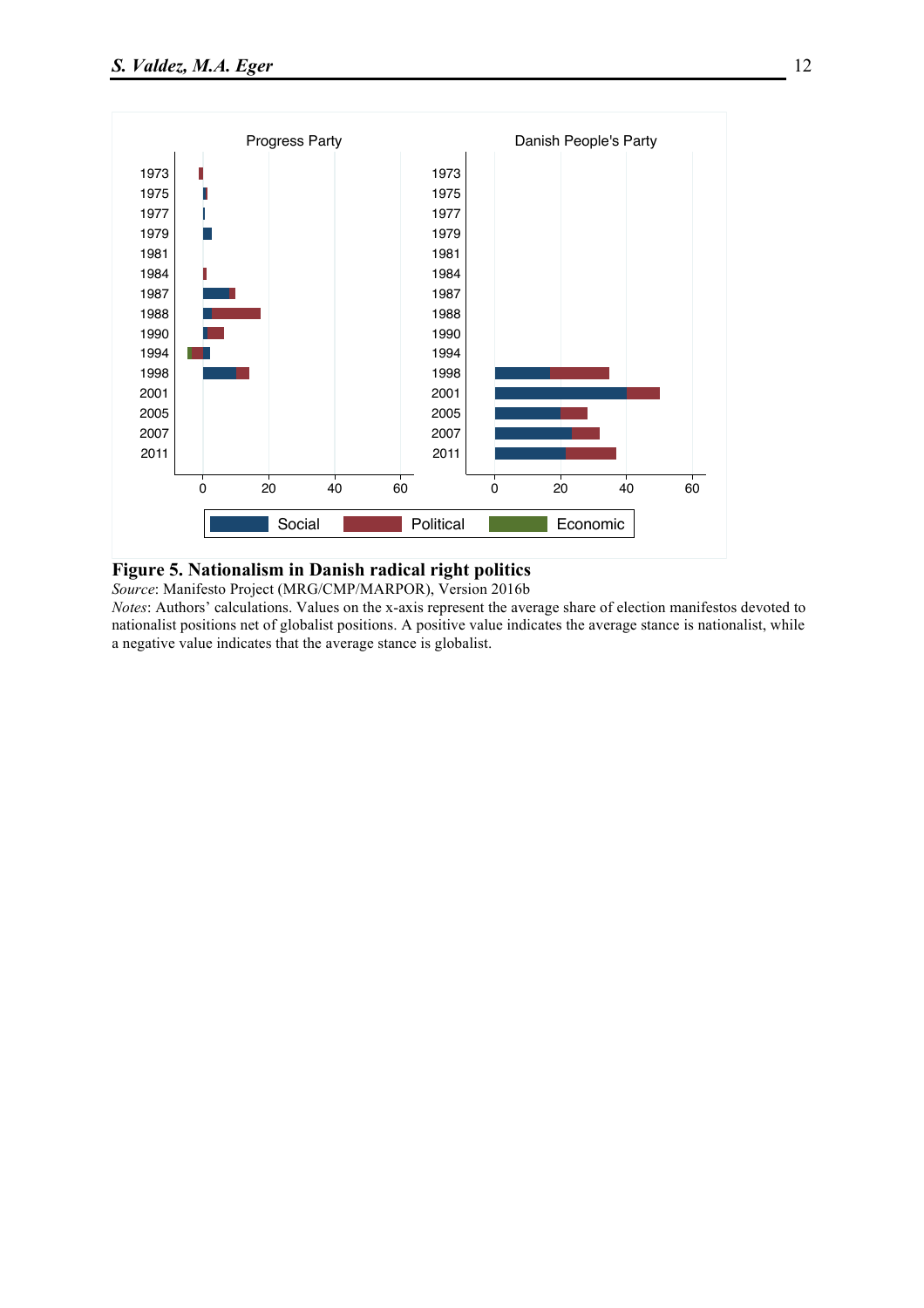**Figure 5. Nationalism in Danish radical right politics**

*Source*: Manifesto Project (MRG/CMP/MARPOR), Version 2016b

*Notes*: Authors' calculations. Values on the x-axis represent the average share of election manifestos devoted to nationalist positions net of globalist positions. A positive value indicates the average stance is nationalist, while a negative value indicates that the average stance is globalist.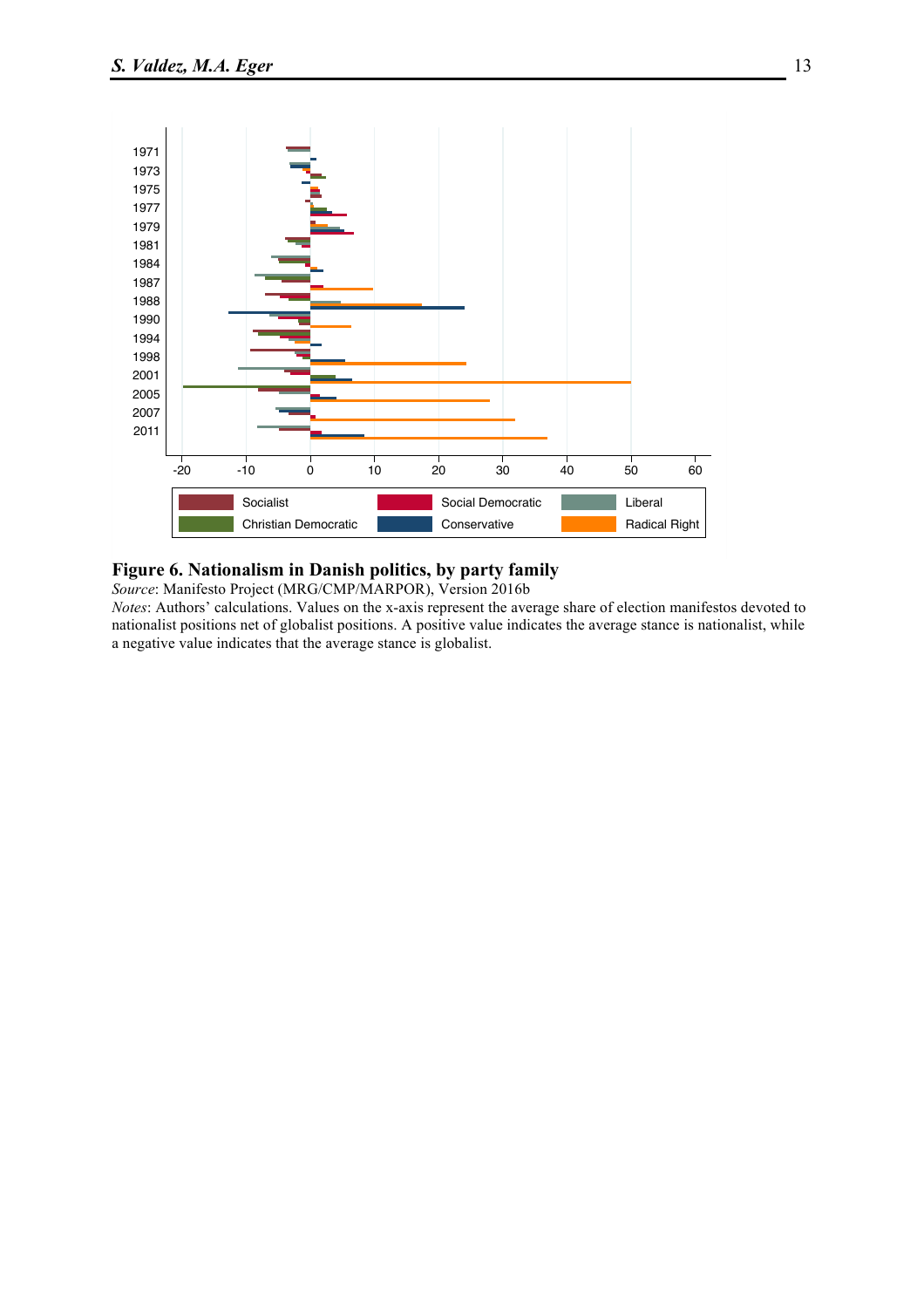**Figure 6. Nationalism in Danish politics, by party family**

*Source*: Manifesto Project (MRG/CMP/MARPOR), Version 2016b

*Notes*: Authors' calculations. Values on the x-axis represent the average share of election manifestos devoted to nationalist positions net of globalist positions. A positive value indicates the average stance is nationalist, while a negative value indicates that the average stance is globalist.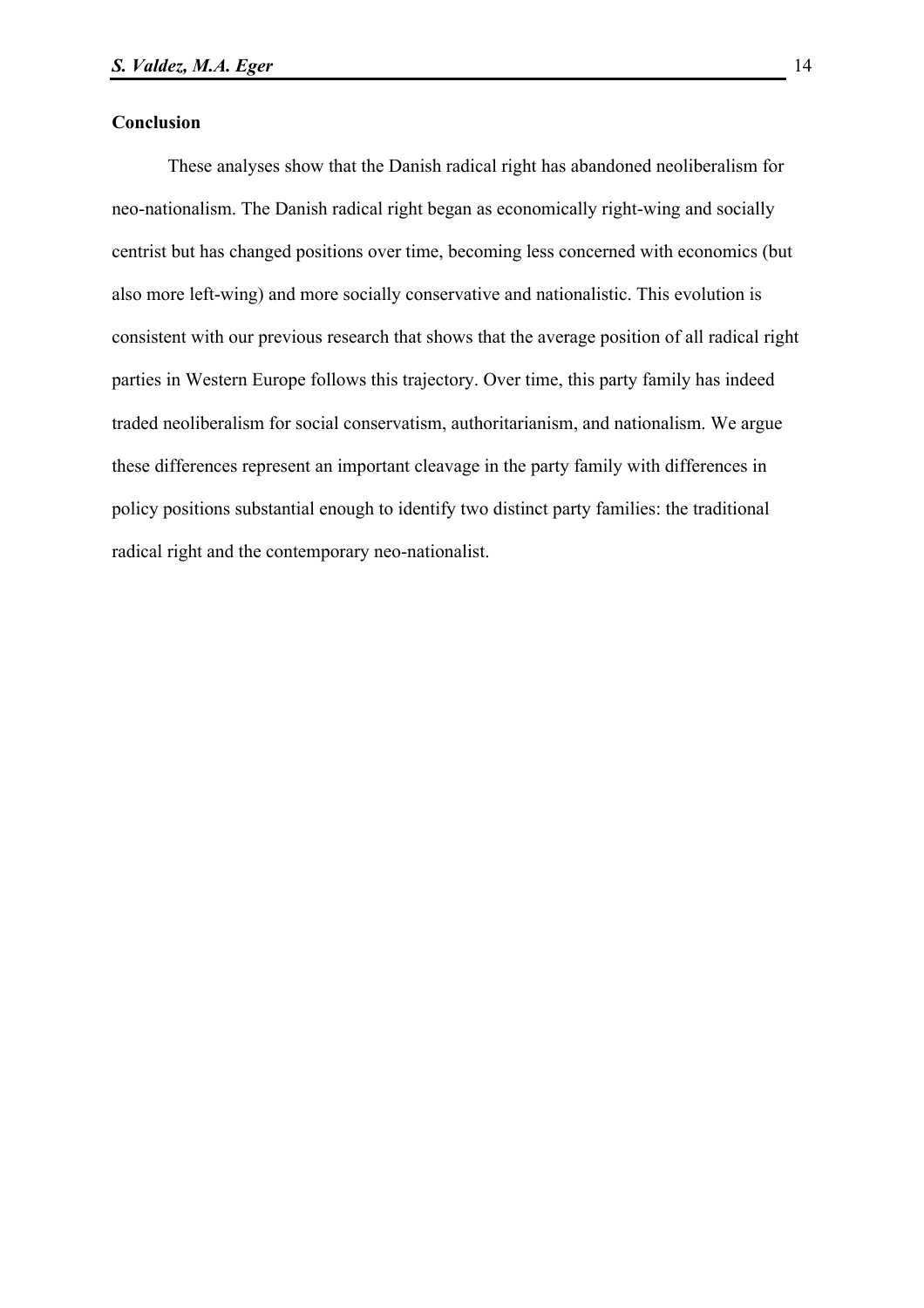## Conclusion

These analyses show that the Danish radical right has abandoned neoliberalism for neo-nationalism. The Danish radical right began as economically right-wing and socially centrist but has changed positions over time, becoming less concerned with economics (but also more left-wing) and more socially conservative and nationalistic. This evolution is consistent with our previous research that shows that the average position of all radical right parties in Western Europe follows this trajectory. Over time, this party family has indeed traded neoliberalism for social conservatism, authoritarianism, and nationalism. We argue these differences represent an important cleavage in the party family with differences in policy positions substantial enough to identify two distinct party families: the traditional radical right and the contemporary neo-nationalist.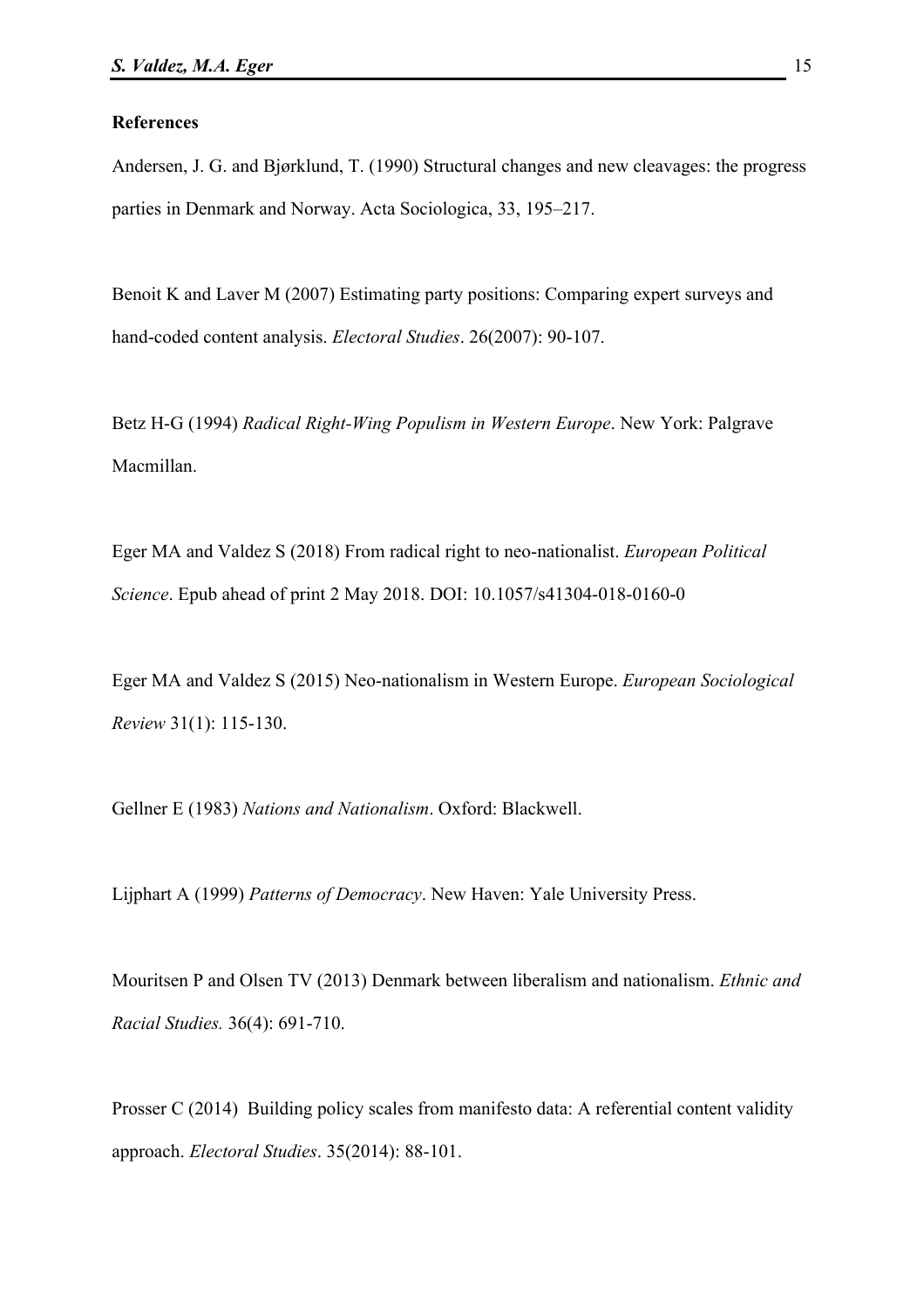**References**

Andersen, J. G. and Bjørklund, T. (1990) Structural changes and new cleavages: the progress parties in Denmark and Norway. Acta Sociologica, 33, 195–217.

Benoit K and Laver M (2007) Estimating party positions: Comparing expert surveys and hand-coded content analysis. *Electoral Studies*. 26(2007): 90-107.

Betz H-G (1994) *Radical Right-Wing Populism in Western Europe*. New York: Palgrave Macmillan.

Eger MA and Valdez S (2018) From radical right to neo-nationalist. *European Political Science*. Epub ahead of print 2 May 2018. DOI: 10.1057/s41304-018-0160-0

Eger MA and Valdez S (2015) Neo-nationalism in Western Europe. *European Sociological Review* 31(1): 115-130.

Gellner E (1983) *Nations and Nationalism*. Oxford: Blackwell.

Lijphart A (1999) *Patterns of Democracy*. New Haven: Yale University Press.

Mouritsen P and Olsen TV (2013) Denmark between liberalism and nationalism. *Ethnic and Racial Studies.* 36(4): 691-710.

Prosser C (2014) Building policy scales from manifesto data: A referential content validity approach. *Electoral Studies*. 35(2014): 88-101.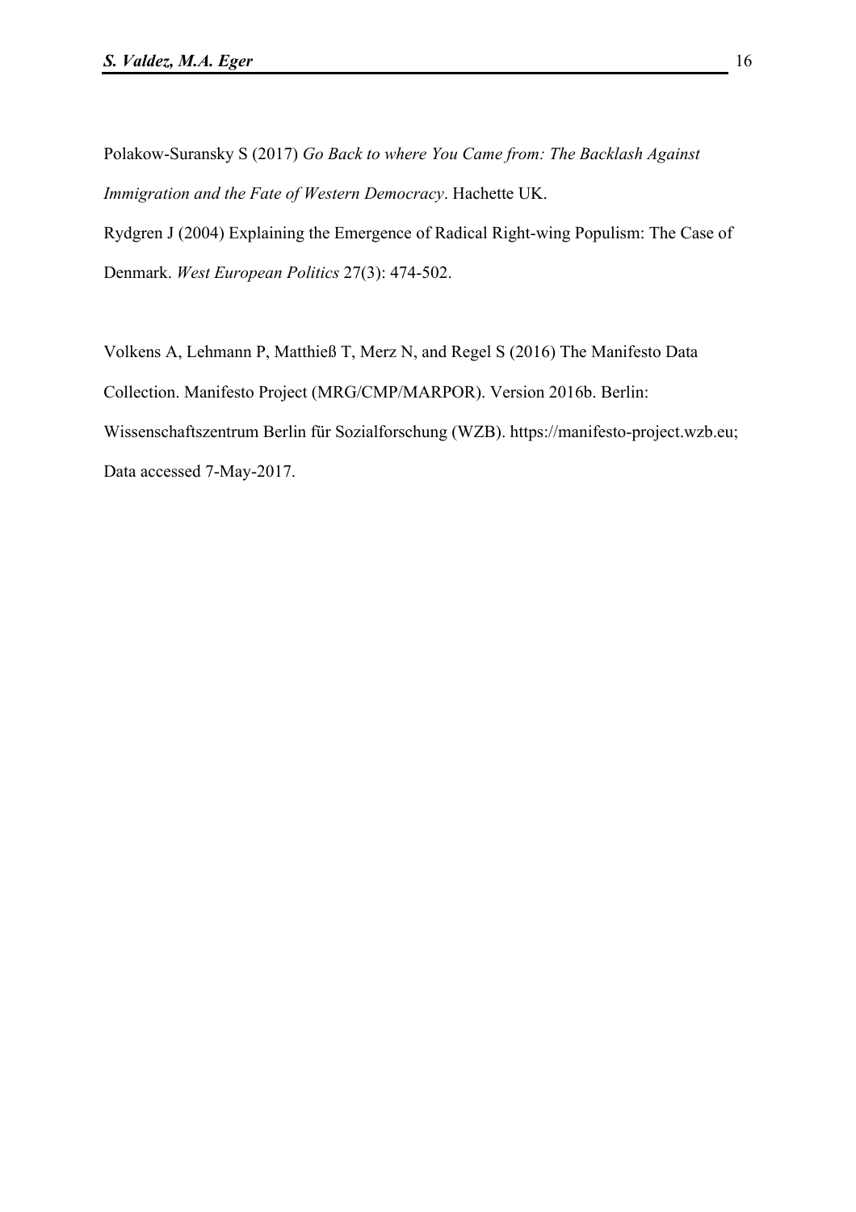Polakow-Suransky S (2017) *Go Back to where You Came from: The Backlash Against Immigration and the Fate of Western Democracy*. Hachette UK.

Rydgren J (2004) Explaining the Emergence of Radical Right-wing Populism: The Case of Denmark. *West European Politics* 27(3): 474-502.

Volkens A, Lehmann P, Matthieß T, Merz N, and Regel S (2016) The Manifesto Data Collection. Manifesto Project (MRG/CMP/MARPOR). Version 2016b. Berlin: Wissenschaftszentrum Berlin für Sozialforschung (WZB). https://manifesto-project.wzb.eu; Data accessed 7-May-2017.